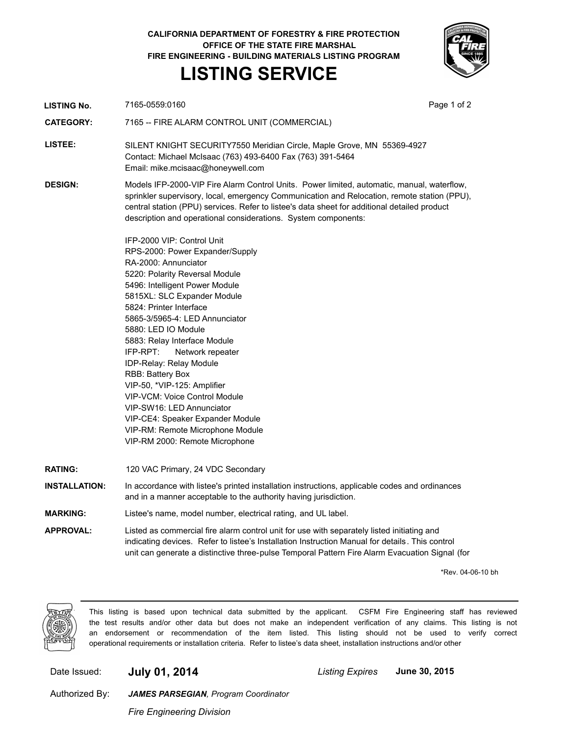CALIFORNIA DEPARTMENT OF FORESTRY & FIRE PROTECTION
OFFICE OF THE STATE FIRE MARSHAL
FIRE ENGINEERING - BUILDING MATERIALS LISTING PROGRAM

# LISTING SERVICE

**LISTING No.** 7165-0559:0160

**CATEGORY:** 7165 -- FIRE ALARM CONTROL UNIT (COMMERCIAL)

**LISTEE:** SILENT KNIGHT SECURITY7550 Meridian Circle, Maple Grove, MN 55369-4927
Contact: Michael McIsaac (763) 493-6400 Fax (763) 391-5464
Email: mike.mcisaac@honeywell.com

**DESIGN:** Models IFP-2000-VIP Fire Alarm Control Units. Power limited, automatic, manual, waterflow, sprinkler supervisory, local, emergency Communication and Relocation, remote station (PPU), central station (PPU) services. Refer to listee's data sheet for additional detailed product description and operational considerations. System components:

IFP-2000 VIP: Control Unit
RPS-2000: Power Expander/Supply
RA-2000: Annunciator
5220: Polarity Reversal Module
5496: Intelligent Power Module
5815XL: SLC Expander Module
5824: Printer Interface
5865-3/5965-4: LED Annunciator
5880: LED IO Module
5883: Relay Interface Module
IFP-RPT: Network repeater
IDP-Relay: Relay Module
RBB: Battery Box
VIP-50, *VIP-125: Amplifier
VIP-VCM: Voice Control Module
VIP-SW16: LED Annunciator
VIP-CE4: Speaker Expander Module
VIP-RM: Remote Microphone Module
VIP-RM 2000: Remote Microphone

**RATING:** 120 VAC Primary, 24 VDC Secondary

**INSTALLATION:** In accordance with listee's printed installation instructions, applicable codes and ordinances and in a manner acceptable to the authority having jurisdiction.

**MARKING:** Listee's name, model number, electrical rating, and UL label.

**APPROVAL:** Listed as commercial fire alarm control unit for use with separately listed initiating and indicating devices. Refer to listee's Installation Instruction Manual for details. This control unit can generate a distinctive three-pulse Temporal Pattern Fire Alarm Evacuation Signal (for

*Rev. 04-06-10 bh

This listing is based upon technical data submitted by the applicant. CSFM Fire Engineering staff has reviewed the test results and/or other data but does not make an independent verification of any claims. This listing is not an endorsement or recommendation of the item listed. This listing should not be used to verify correct operational requirements or installation criteria. Refer to listee's data sheet, installation instructions and/or other

Date Issued: **July 01, 2014** *Listing Expires* **June 30, 2015**

Authorized By: ***JAMES PARSEGIAN**, Program Coordinator*

*Fire Engineering Division*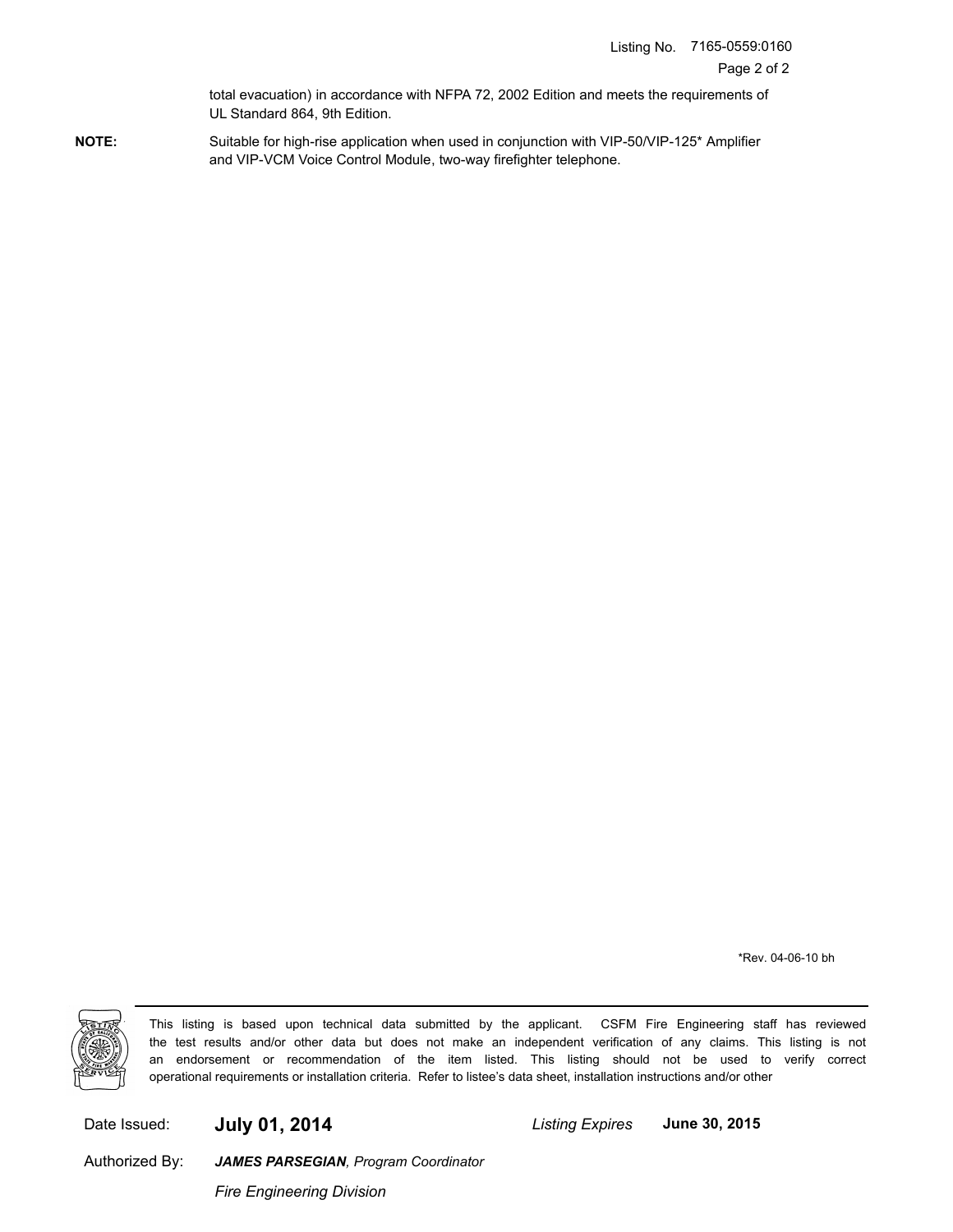total evacuation) in accordance with NFPA 72, 2002 Edition and meets the requirements of UL Standard 864, 9th Edition.

**NOTE:** Suitable for high-rise application when used in conjunction with VIP-50/VIP-125* Amplifier and VIP-VCM Voice Control Module, two-way firefighter telephone.

*Rev. 04-06-10 bh

This listing is based upon technical data submitted by the applicant. CSFM Fire Engineering staff has reviewed the test results and/or other data but does not make an independent verification of any claims. This listing is not an endorsement or recommendation of the item listed. This listing should not be used to verify correct operational requirements or installation criteria. Refer to listee's data sheet, installation instructions and/or other

Date Issued: **July 01, 2014** *Listing Expires* **June 30, 2015**

Authorized By: ***JAMES PARSEGIAN****, Program Coordinator*

*Fire Engineering Division*